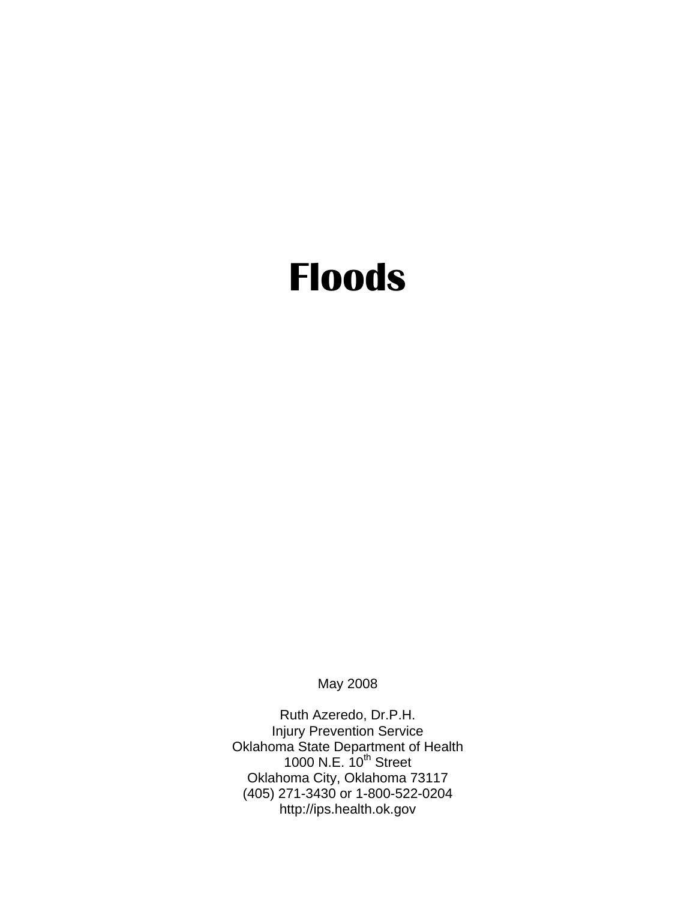# Floods

May 2008

Ruth Azeredo, Dr.P.H.
Injury Prevention Service
Oklahoma State Department of Health
1000 N.E. 10th Street
Oklahoma City, Oklahoma 73117
(405) 271-3430 or 1-800-522-0204
http://ips.health.ok.gov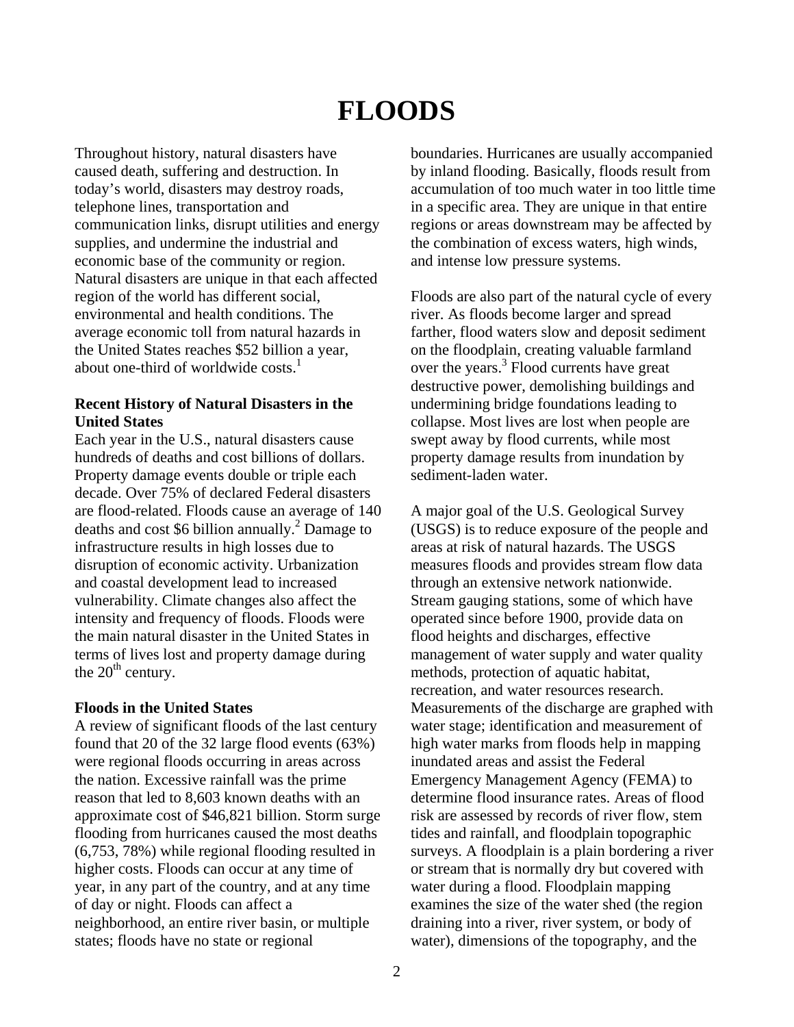# FLOODS

Throughout history, natural disasters have caused death, suffering and destruction. In today's world, disasters may destroy roads, telephone lines, transportation and communication links, disrupt utilities and energy supplies, and undermine the industrial and economic base of the community or region. Natural disasters are unique in that each affected region of the world has different social, environmental and health conditions. The average economic toll from natural hazards in the United States reaches $52 billion a year, about one-third of worldwide costs.[1]

**Recent History of Natural Disasters in the United States**

Each year in the U.S., natural disasters cause hundreds of deaths and cost billions of dollars. Property damage events double or triple each decade. Over 75% of declared Federal disasters are flood-related. Floods cause an average of 140 deaths and cost $6 billion annually.[2] Damage to infrastructure results in high losses due to disruption of economic activity. Urbanization and coastal development lead to increased vulnerability. Climate changes also affect the intensity and frequency of floods. Floods were the main natural disaster in the United States in terms of lives lost and property damage during the 20th century.

**Floods in the United States**

A review of significant floods of the last century found that 20 of the 32 large flood events (63%) were regional floods occurring in areas across the nation. Excessive rainfall was the prime reason that led to 8,603 known deaths with an approximate cost of $46,821 billion. Storm surge flooding from hurricanes caused the most deaths (6,753, 78%) while regional flooding resulted in higher costs. Floods can occur at any time of year, in any part of the country, and at any time of day or night. Floods can affect a neighborhood, an entire river basin, or multiple states; floods have no state or regional boundaries. Hurricanes are usually accompanied by inland flooding. Basically, floods result from accumulation of too much water in too little time in a specific area. They are unique in that entire regions or areas downstream may be affected by the combination of excess waters, high winds, and intense low pressure systems.

Floods are also part of the natural cycle of every river. As floods become larger and spread farther, flood waters slow and deposit sediment on the floodplain, creating valuable farmland over the years.[3] Flood currents have great destructive power, demolishing buildings and undermining bridge foundations leading to collapse. Most lives are lost when people are swept away by flood currents, while most property damage results from inundation by sediment-laden water.

A major goal of the U.S. Geological Survey (USGS) is to reduce exposure of the people and areas at risk of natural hazards. The USGS measures floods and provides stream flow data through an extensive network nationwide. Stream gauging stations, some of which have operated since before 1900, provide data on flood heights and discharges, effective management of water supply and water quality methods, protection of aquatic habitat, recreation, and water resources research. Measurements of the discharge are graphed with water stage; identification and measurement of high water marks from floods help in mapping inundated areas and assist the Federal Emergency Management Agency (FEMA) to determine flood insurance rates. Areas of flood risk are assessed by records of river flow, stem tides and rainfall, and floodplain topographic surveys. A floodplain is a plain bordering a river or stream that is normally dry but covered with water during a flood. Floodplain mapping examines the size of the water shed (the region draining into a river, river system, or body of water), dimensions of the topography, and the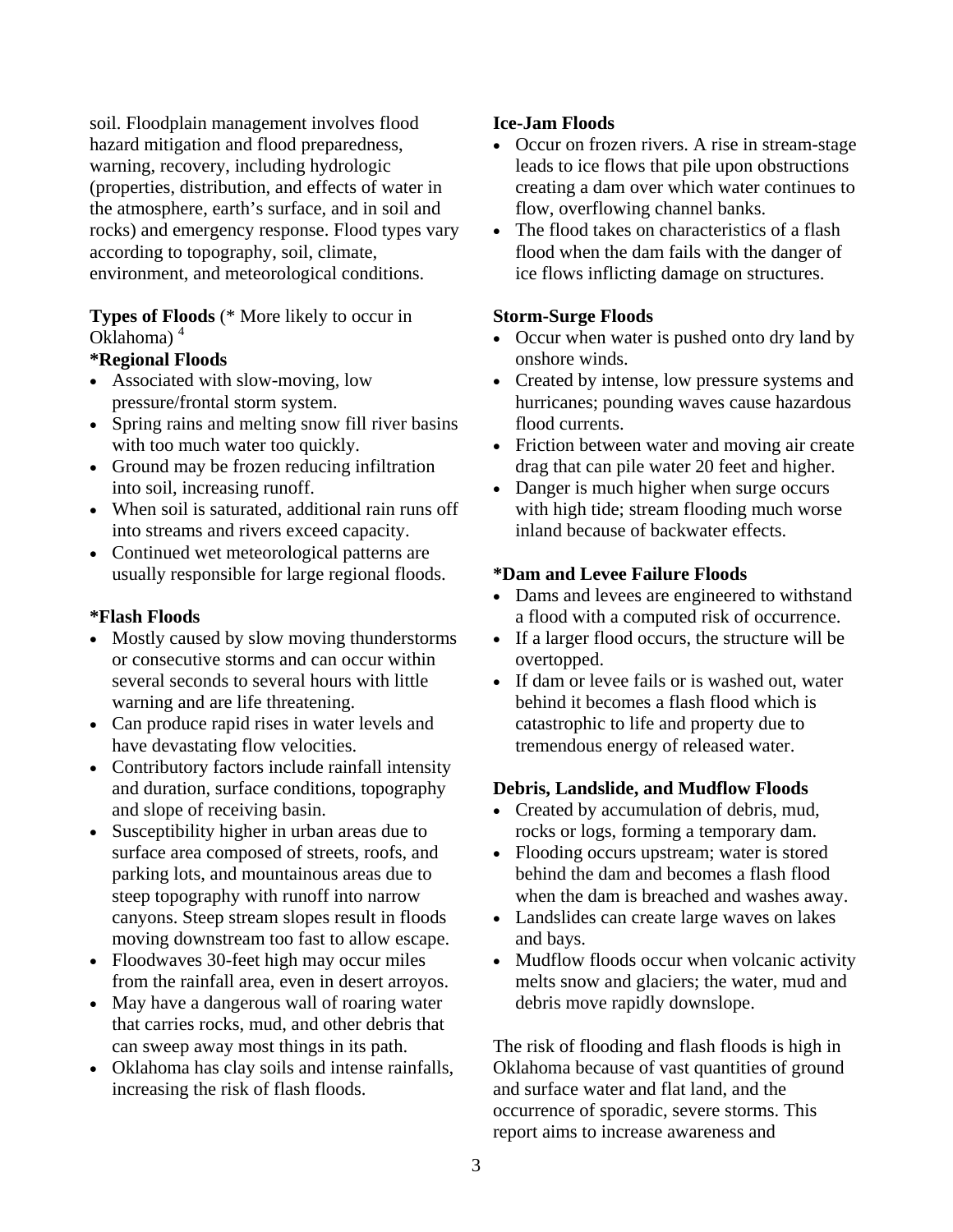soil. Floodplain management involves flood hazard mitigation and flood preparedness, warning, recovery, including hydrologic (properties, distribution, and effects of water in the atmosphere, earth's surface, and in soil and rocks) and emergency response. Flood types vary according to topography, soil, climate, environment, and meteorological conditions.

**Types of Floods** (* More likely to occur in Oklahoma) [4]

**\*Regional Floods**

- Associated with slow-moving, low pressure/frontal storm system.
- Spring rains and melting snow fill river basins with too much water too quickly.
- Ground may be frozen reducing infiltration into soil, increasing runoff.
- When soil is saturated, additional rain runs off into streams and rivers exceed capacity.
- Continued wet meteorological patterns are usually responsible for large regional floods.

**\*Flash Floods**

- Mostly caused by slow moving thunderstorms or consecutive storms and can occur within several seconds to several hours with little warning and are life threatening.
- Can produce rapid rises in water levels and have devastating flow velocities.
- Contributory factors include rainfall intensity and duration, surface conditions, topography and slope of receiving basin.
- Susceptibility higher in urban areas due to surface area composed of streets, roofs, and parking lots, and mountainous areas due to steep topography with runoff into narrow canyons. Steep stream slopes result in floods moving downstream too fast to allow escape.
- Floodwaves 30-feet high may occur miles from the rainfall area, even in desert arroyos.
- May have a dangerous wall of roaring water that carries rocks, mud, and other debris that can sweep away most things in its path.
- Oklahoma has clay soils and intense rainfalls, increasing the risk of flash floods.

**Ice-Jam Floods**

- Occur on frozen rivers. A rise in stream-stage leads to ice flows that pile upon obstructions creating a dam over which water continues to flow, overflowing channel banks.
- The flood takes on characteristics of a flash flood when the dam fails with the danger of ice flows inflicting damage on structures.

**Storm-Surge Floods**

- Occur when water is pushed onto dry land by onshore winds.
- Created by intense, low pressure systems and hurricanes; pounding waves cause hazardous flood currents.
- Friction between water and moving air create drag that can pile water 20 feet and higher.
- Danger is much higher when surge occurs with high tide; stream flooding much worse inland because of backwater effects.

**\*Dam and Levee Failure Floods**

- Dams and levees are engineered to withstand a flood with a computed risk of occurrence.
- If a larger flood occurs, the structure will be overtopped.
- If dam or levee fails or is washed out, water behind it becomes a flash flood which is catastrophic to life and property due to tremendous energy of released water.

**Debris, Landslide, and Mudflow Floods**

- Created by accumulation of debris, mud, rocks or logs, forming a temporary dam.
- Flooding occurs upstream; water is stored behind the dam and becomes a flash flood when the dam is breached and washes away.
- Landslides can create large waves on lakes and bays.
- Mudflow floods occur when volcanic activity melts snow and glaciers; the water, mud and debris move rapidly downslope.

The risk of flooding and flash floods is high in Oklahoma because of vast quantities of ground and surface water and flat land, and the occurrence of sporadic, severe storms. This report aims to increase awareness and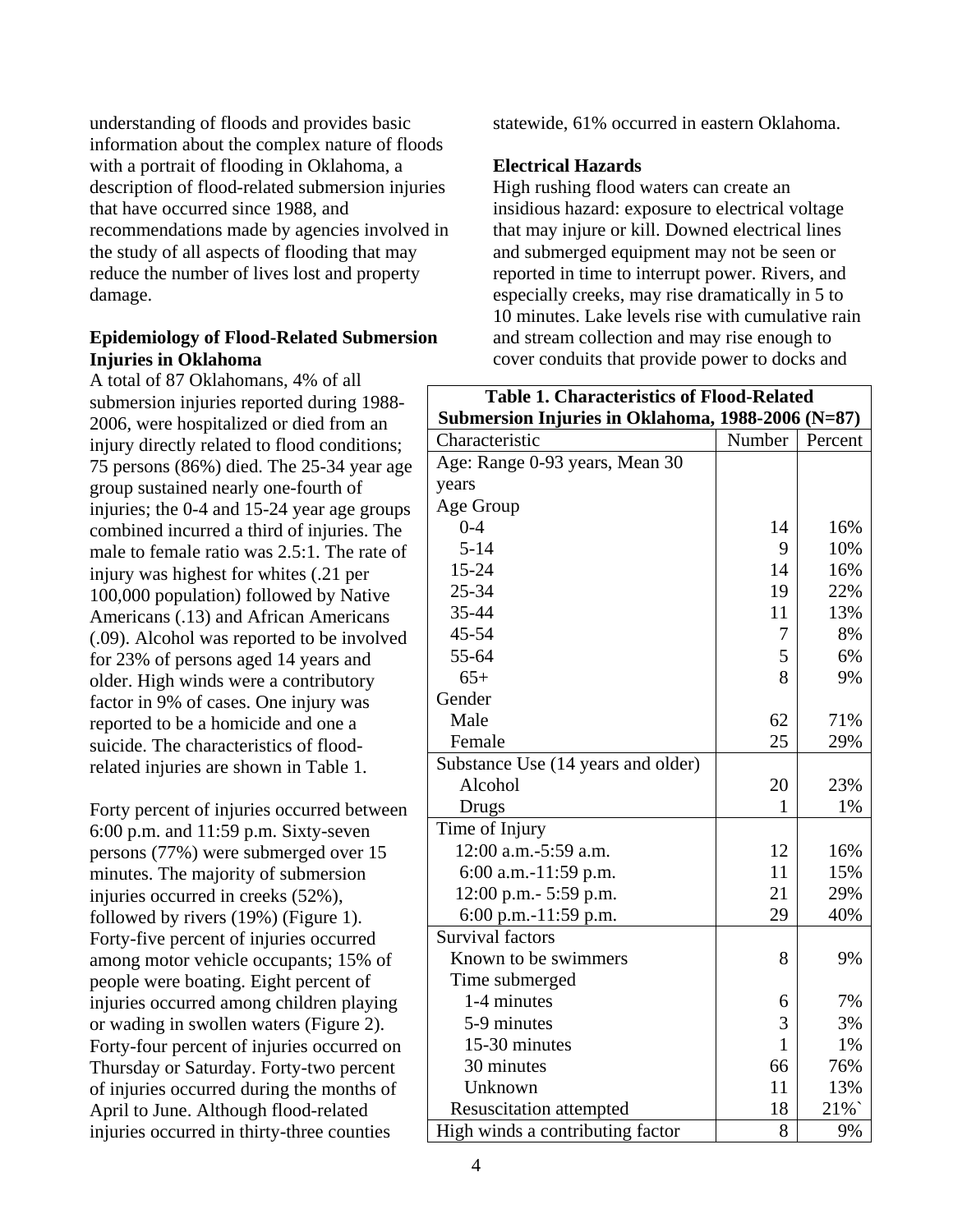understanding of floods and provides basic information about the complex nature of floods with a portrait of flooding in Oklahoma, a description of flood-related submersion injuries that have occurred since 1988, and recommendations made by agencies involved in the study of all aspects of flooding that may reduce the number of lives lost and property damage.

**Epidemiology of Flood-Related Submersion Injuries in Oklahoma**

A total of 87 Oklahomans, 4% of all submersion injuries reported during 1988-2006, were hospitalized or died from an injury directly related to flood conditions; 75 persons (86%) died. The 25-34 year age group sustained nearly one-fourth of injuries; the 0-4 and 15-24 year age groups combined incurred a third of injuries. The male to female ratio was 2.5:1. The rate of injury was highest for whites (.21 per 100,000 population) followed by Native Americans (.13) and African Americans (.09). Alcohol was reported to be involved for 23% of persons aged 14 years and older. High winds were a contributory factor in 9% of cases. One injury was reported to be a homicide and one a suicide. The characteristics of flood-related injuries are shown in Table 1.

Forty percent of injuries occurred between 6:00 p.m. and 11:59 p.m. Sixty-seven persons (77%) were submerged over 15 minutes. The majority of submersion injuries occurred in creeks (52%), followed by rivers (19%) (Figure 1). Forty-five percent of injuries occurred among motor vehicle occupants; 15% of people were boating. Eight percent of injuries occurred among children playing or wading in swollen waters (Figure 2). Forty-four percent of injuries occurred on Thursday or Saturday. Forty-two percent of injuries occurred during the months of April to June. Although flood-related injuries occurred in thirty-three counties statewide, 61% occurred in eastern Oklahoma.

**Electrical Hazards**

High rushing flood waters can create an insidious hazard: exposure to electrical voltage that may injure or kill. Downed electrical lines and submerged equipment may not be seen or reported in time to interrupt power. Rivers, and especially creeks, may rise dramatically in 5 to 10 minutes. Lake levels rise with cumulative rain and stream collection and may rise enough to cover conduits that provide power to docks and

**Table 1. Characteristics of Flood-Related Submersion Injuries in Oklahoma, 1988-2006 (N=87)**

| Characteristic | Number | Percent |
|---|---|---|
| Age: Range 0-93 years, Mean 30 years | | |
| Age Group | | |
| 0-4 | 14 | 16% |
| 5-14 | 9 | 10% |
| 15-24 | 14 | 16% |
| 25-34 | 19 | 22% |
| 35-44 | 11 | 13% |
| 45-54 | 7 | 8% |
| 55-64 | 5 | 6% |
| 65+ | 8 | 9% |
| Gender | | |
| Male | 62 | 71% |
| Female | 25 | 29% |
| Substance Use (14 years and older) | | |
| Alcohol | 20 | 23% |
| Drugs | 1 | 1% |
| Time of Injury | | |
| 12:00 a.m.-5:59 a.m. | 12 | 16% |
| 6:00 a.m.-11:59 p.m. | 11 | 15% |
| 12:00 p.m.- 5:59 p.m. | 21 | 29% |
| 6:00 p.m.-11:59 p.m. | 29 | 40% |
| Survival factors | | |
| Known to be swimmers | 8 | 9% |
| Time submerged | | |
| 1-4 minutes | 6 | 7% |
| 5-9 minutes | 3 | 3% |
| 15-30 minutes | 1 | 1% |
| 30 minutes | 66 | 76% |
| Unknown | 11 | 13% |
| Resuscitation attempted | 18 | 21%` |
| High winds a contributing factor | 8 | 9% |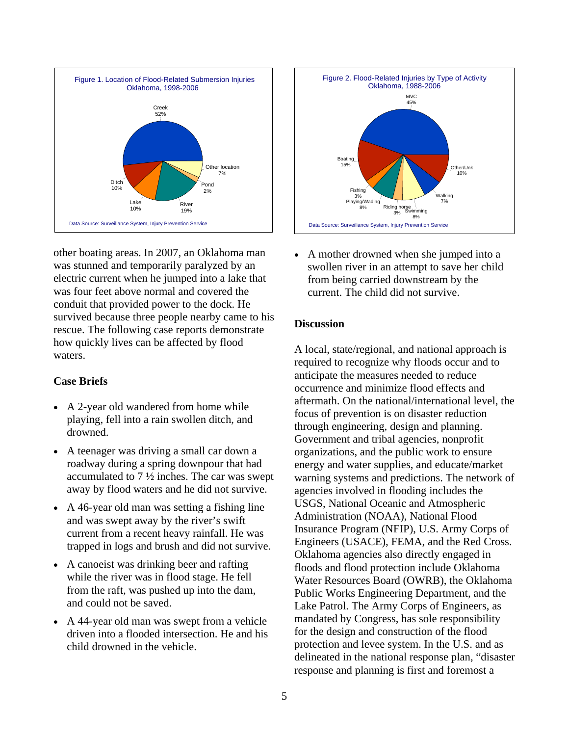Figure 1. Location of Flood-Related Submersion Injuries
Oklahoma, 1998-2006

| Location | Percent |
|---|---|
| Creek | 52% |
| River | 19% |
| Ditch | 10% |
| Lake | 10% |
| Other location | 7% |
| Pond | 2% |

Data Source: Surveillance System, Injury Prevention Service

Figure 2. Flood-Related Injuries by Type of Activity
Oklahoma, 1988-2006

| Activity | Percent |
|---|---|
| MVC | 45% |
| Boating | 15% |
| Other/Unk | 10% |
| Playing/Wading | 8% |
| Swimming | 8% |
| Walking | 7% |
| Fishing | 3% |
| Riding horse | 3% |

Data Source: Surveillance System, Injury Prevention Service

other boating areas. In 2007, an Oklahoma man was stunned and temporarily paralyzed by an electric current when he jumped into a lake that was four feet above normal and covered the conduit that provided power to the dock. He survived because three people nearby came to his rescue. The following case reports demonstrate how quickly lives can be affected by flood waters.

**Case Briefs**

- A 2-year old wandered from home while playing, fell into a rain swollen ditch, and drowned.
- A teenager was driving a small car down a roadway during a spring downpour that had accumulated to 7 ½ inches. The car was swept away by flood waters and he did not survive.
- A 46-year old man was setting a fishing line and was swept away by the river's swift current from a recent heavy rainfall. He was trapped in logs and brush and did not survive.
- A canoeist was drinking beer and rafting while the river was in flood stage. He fell from the raft, was pushed up into the dam, and could not be saved.
- A 44-year old man was swept from a vehicle driven into a flooded intersection. He and his child drowned in the vehicle.
- A mother drowned when she jumped into a swollen river in an attempt to save her child from being carried downstream by the current. The child did not survive.

**Discussion**

A local, state/regional, and national approach is required to recognize why floods occur and to anticipate the measures needed to reduce occurrence and minimize flood effects and aftermath. On the national/international level, the focus of prevention is on disaster reduction through engineering, design and planning. Government and tribal agencies, nonprofit organizations, and the public work to ensure energy and water supplies, and educate/market warning systems and predictions. The network of agencies involved in flooding includes the USGS, National Oceanic and Atmospheric Administration (NOAA), National Flood Insurance Program (NFIP), U.S. Army Corps of Engineers (USACE), FEMA, and the Red Cross. Oklahoma agencies also directly engaged in floods and flood protection include Oklahoma Water Resources Board (OWRB), the Oklahoma Public Works Engineering Department, and the Lake Patrol. The Army Corps of Engineers, as mandated by Congress, has sole responsibility for the design and construction of the flood protection and levee system. In the U.S. and as delineated in the national response plan, "disaster response and planning is first and foremost a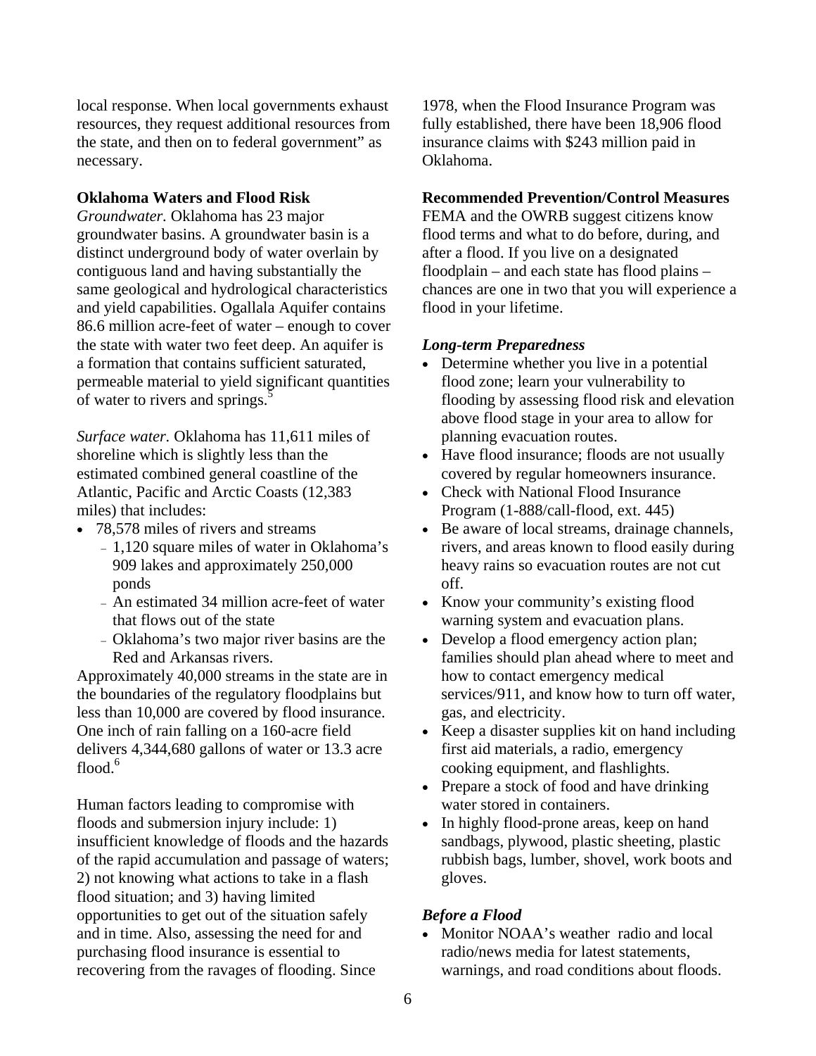local response. When local governments exhaust resources, they request additional resources from the state, and then on to federal government" as necessary.

**Oklahoma Waters and Flood Risk**

*Groundwater.* Oklahoma has 23 major groundwater basins. A groundwater basin is a distinct underground body of water overlain by contiguous land and having substantially the same geological and hydrological characteristics and yield capabilities. Ogallala Aquifer contains 86.6 million acre-feet of water – enough to cover the state with water two feet deep. An aquifer is a formation that contains sufficient saturated, permeable material to yield significant quantities of water to rivers and springs.[5]

*Surface water.* Oklahoma has 11,611 miles of shoreline which is slightly less than the estimated combined general coastline of the Atlantic, Pacific and Arctic Coasts (12,383 miles) that includes:

- 78,578 miles of rivers and streams
  - 1,120 square miles of water in Oklahoma's 909 lakes and approximately 250,000 ponds
  - An estimated 34 million acre-feet of water that flows out of the state
  - Oklahoma's two major river basins are the Red and Arkansas rivers.

Approximately 40,000 streams in the state are in the boundaries of the regulatory floodplains but less than 10,000 are covered by flood insurance. One inch of rain falling on a 160-acre field delivers 4,344,680 gallons of water or 13.3 acre flood.[6]

Human factors leading to compromise with floods and submersion injury include: 1) insufficient knowledge of floods and the hazards of the rapid accumulation and passage of waters; 2) not knowing what actions to take in a flash flood situation; and 3) having limited opportunities to get out of the situation safely and in time. Also, assessing the need for and purchasing flood insurance is essential to recovering from the ravages of flooding. Since 1978, when the Flood Insurance Program was fully established, there have been 18,906 flood insurance claims with $243 million paid in Oklahoma.

**Recommended Prevention/Control Measures**

FEMA and the OWRB suggest citizens know flood terms and what to do before, during, and after a flood. If you live on a designated floodplain – and each state has flood plains – chances are one in two that you will experience a flood in your lifetime.

***Long-term Preparedness***

- Determine whether you live in a potential flood zone; learn your vulnerability to flooding by assessing flood risk and elevation above flood stage in your area to allow for planning evacuation routes.
- Have flood insurance; floods are not usually covered by regular homeowners insurance.
- Check with National Flood Insurance Program (1-888/call-flood, ext. 445)
- Be aware of local streams, drainage channels, rivers, and areas known to flood easily during heavy rains so evacuation routes are not cut off.
- Know your community's existing flood warning system and evacuation plans.
- Develop a flood emergency action plan; families should plan ahead where to meet and how to contact emergency medical services/911, and know how to turn off water, gas, and electricity.
- Keep a disaster supplies kit on hand including first aid materials, a radio, emergency cooking equipment, and flashlights.
- Prepare a stock of food and have drinking water stored in containers.
- In highly flood-prone areas, keep on hand sandbags, plywood, plastic sheeting, plastic rubbish bags, lumber, shovel, work boots and gloves.

***Before a Flood***

- Monitor NOAA's weather radio and local radio/news media for latest statements, warnings, and road conditions about floods.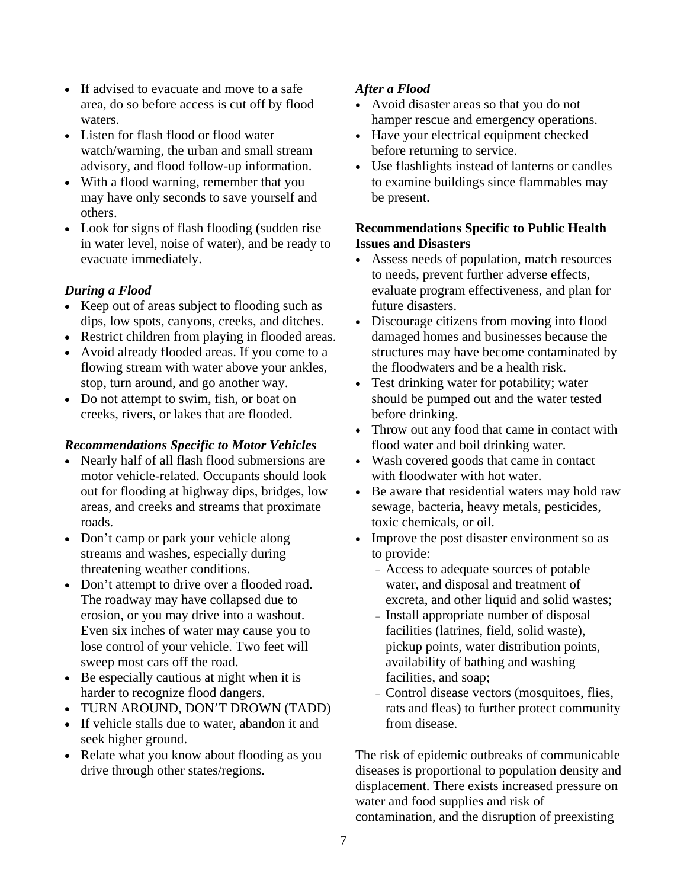- If advised to evacuate and move to a safe area, do so before access is cut off by flood waters.
- Listen for flash flood or flood water watch/warning, the urban and small stream advisory, and flood follow-up information.
- With a flood warning, remember that you may have only seconds to save yourself and others.
- Look for signs of flash flooding (sudden rise in water level, noise of water), and be ready to evacuate immediately.

***During a Flood***

- Keep out of areas subject to flooding such as dips, low spots, canyons, creeks, and ditches.
- Restrict children from playing in flooded areas.
- Avoid already flooded areas. If you come to a flowing stream with water above your ankles, stop, turn around, and go another way.
- Do not attempt to swim, fish, or boat on creeks, rivers, or lakes that are flooded.

***Recommendations Specific to Motor Vehicles***

- Nearly half of all flash flood submersions are motor vehicle-related. Occupants should look out for flooding at highway dips, bridges, low areas, and creeks and streams that proximate roads.
- Don't camp or park your vehicle along streams and washes, especially during threatening weather conditions.
- Don't attempt to drive over a flooded road. The roadway may have collapsed due to erosion, or you may drive into a washout. Even six inches of water may cause you to lose control of your vehicle. Two feet will sweep most cars off the road.
- Be especially cautious at night when it is harder to recognize flood dangers.
- TURN AROUND, DON'T DROWN (TADD)
- If vehicle stalls due to water, abandon it and seek higher ground.
- Relate what you know about flooding as you drive through other states/regions.

***After a Flood***

- Avoid disaster areas so that you do not hamper rescue and emergency operations.
- Have your electrical equipment checked before returning to service.
- Use flashlights instead of lanterns or candles to examine buildings since flammables may be present.

**Recommendations Specific to Public Health Issues and Disasters**

- Assess needs of population, match resources to needs, prevent further adverse effects, evaluate program effectiveness, and plan for future disasters.
- Discourage citizens from moving into flood damaged homes and businesses because the structures may have become contaminated by the floodwaters and be a health risk.
- Test drinking water for potability; water should be pumped out and the water tested before drinking.
- Throw out any food that came in contact with flood water and boil drinking water.
- Wash covered goods that came in contact with floodwater with hot water.
- Be aware that residential waters may hold raw sewage, bacteria, heavy metals, pesticides, toxic chemicals, or oil.
- Improve the post disaster environment so as to provide:
  - Access to adequate sources of potable water, and disposal and treatment of excreta, and other liquid and solid wastes;
  - Install appropriate number of disposal facilities (latrines, field, solid waste), pickup points, water distribution points, availability of bathing and washing facilities, and soap;
  - Control disease vectors (mosquitoes, flies, rats and fleas) to further protect community from disease.

The risk of epidemic outbreaks of communicable diseases is proportional to population density and displacement. There exists increased pressure on water and food supplies and risk of contamination, and the disruption of preexisting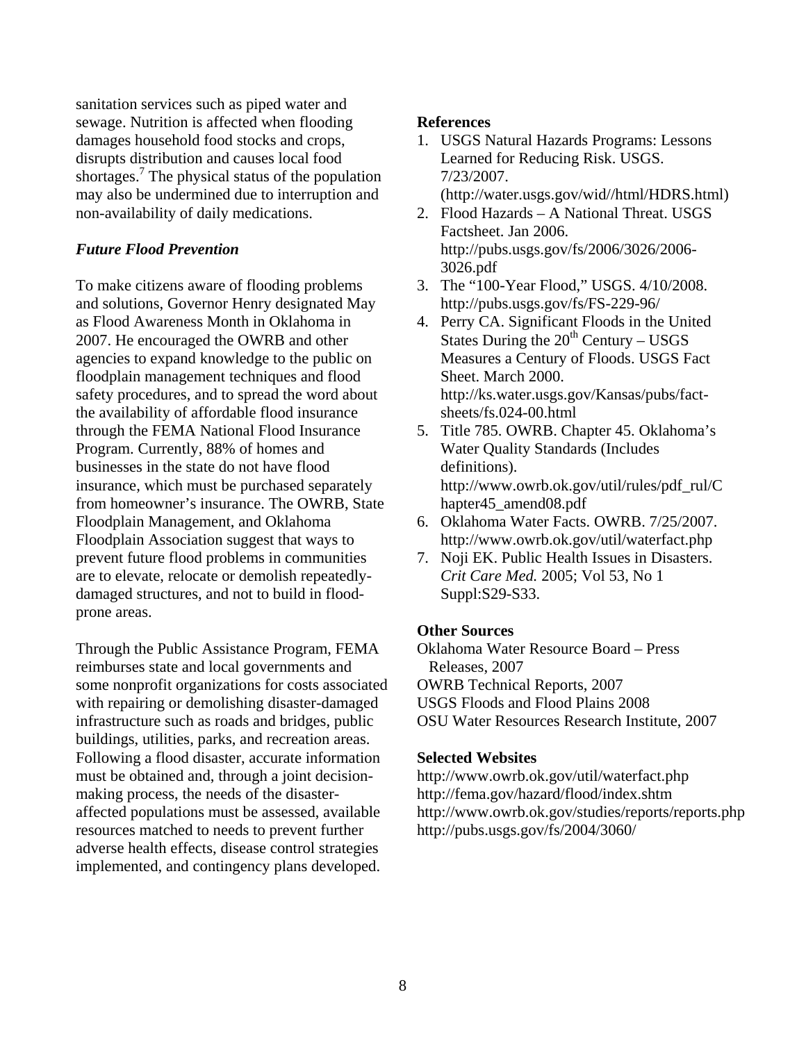sanitation services such as piped water and sewage. Nutrition is affected when flooding damages household food stocks and crops, disrupts distribution and causes local food shortages.[7] The physical status of the population may also be undermined due to interruption and non-availability of daily medications.

### *Future Flood Prevention*

To make citizens aware of flooding problems and solutions, Governor Henry designated May as Flood Awareness Month in Oklahoma in 2007. He encouraged the OWRB and other agencies to expand knowledge to the public on floodplain management techniques and flood safety procedures, and to spread the word about the availability of affordable flood insurance through the FEMA National Flood Insurance Program. Currently, 88% of homes and businesses in the state do not have flood insurance, which must be purchased separately from homeowner's insurance. The OWRB, State Floodplain Management, and Oklahoma Floodplain Association suggest that ways to prevent future flood problems in communities are to elevate, relocate or demolish repeatedly-damaged structures, and not to build in flood-prone areas.

Through the Public Assistance Program, FEMA reimburses state and local governments and some nonprofit organizations for costs associated with repairing or demolishing disaster-damaged infrastructure such as roads and bridges, public buildings, utilities, parks, and recreation areas. Following a flood disaster, accurate information must be obtained and, through a joint decision-making process, the needs of the disaster-affected populations must be assessed, available resources matched to needs to prevent further adverse health effects, disease control strategies implemented, and contingency plans developed.

**References**

1. USGS Natural Hazards Programs: Lessons Learned for Reducing Risk. USGS. 7/23/2007. (http://water.usgs.gov/wid//html/HDRS.html)
2. Flood Hazards – A National Threat. USGS Factsheet. Jan 2006. http://pubs.usgs.gov/fs/2006/3026/2006-3026.pdf
3. The "100-Year Flood," USGS. 4/10/2008. http://pubs.usgs.gov/fs/FS-229-96/
4. Perry CA. Significant Floods in the United States During the 20th Century – USGS Measures a Century of Floods. USGS Fact Sheet. March 2000. http://ks.water.usgs.gov/Kansas/pubs/fact-sheets/fs.024-00.html
5. Title 785. OWRB. Chapter 45. Oklahoma's Water Quality Standards (Includes definitions). http://www.owrb.ok.gov/util/rules/pdf_rul/Chapter45_amend08.pdf
6. Oklahoma Water Facts. OWRB. 7/25/2007. http://www.owrb.ok.gov/util/waterfact.php
7. Noji EK. Public Health Issues in Disasters. *Crit Care Med.* 2005; Vol 53, No 1 Suppl:S29-S33.

**Other Sources**

Oklahoma Water Resource Board – Press Releases, 2007
OWRB Technical Reports, 2007
USGS Floods and Flood Plains 2008
OSU Water Resources Research Institute, 2007

**Selected Websites**

http://www.owrb.ok.gov/util/waterfact.php
http://fema.gov/hazard/flood/index.shtm
http://www.owrb.ok.gov/studies/reports/reports.php
http://pubs.usgs.gov/fs/2004/3060/